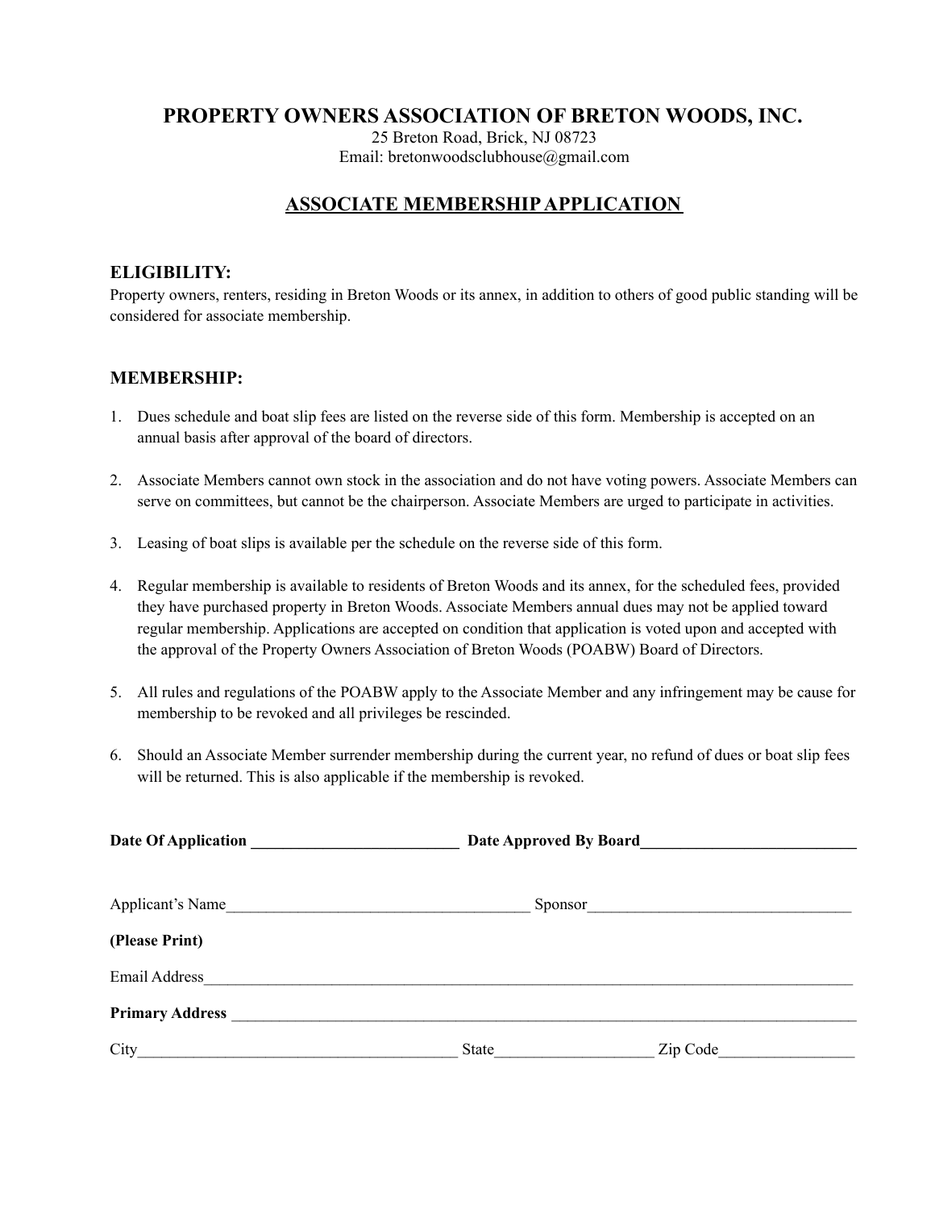# PROPERTY OWNERS ASSOCIATION OF BRETON WOODS, INC.

25 Breton Road, Brick, NJ 08723
Email: bretonwoodsclubhouse@gmail.com

## ASSOCIATE MEMBERSHIP APPLICATION

### ELIGIBILITY:

Property owners, renters, residing in Breton Woods or its annex, in addition to others of good public standing will be considered for associate membership.

### MEMBERSHIP:

1. Dues schedule and boat slip fees are listed on the reverse side of this form. Membership is accepted on an annual basis after approval of the board of directors.
2. Associate Members cannot own stock in the association and do not have voting powers. Associate Members can serve on committees, but cannot be the chairperson. Associate Members are urged to participate in activities.
3. Leasing of boat slips is available per the schedule on the reverse side of this form.
4. Regular membership is available to residents of Breton Woods and its annex, for the scheduled fees, provided they have purchased property in Breton Woods. Associate Members annual dues may not be applied toward regular membership. Applications are accepted on condition that application is voted upon and accepted with the approval of the Property Owners Association of Breton Woods (POABW) Board of Directors.
5. All rules and regulations of the POABW apply to the Associate Member and any infringement may be cause for membership to be revoked and all privileges be rescinded.
6. Should an Associate Member surrender membership during the current year, no refund of dues or boat slip fees will be returned. This is also applicable if the membership is revoked.

**Date Of Application** ___________________________ **Date Approved By Board**___________________________

Applicant's Name______________________________________ Sponsor_________________________________

**(Please Print)**

Email Address____________________________________________________________________________________

**Primary Address** _______________________________________________________________________________

City________________________________________ State____________________ Zip Code_________________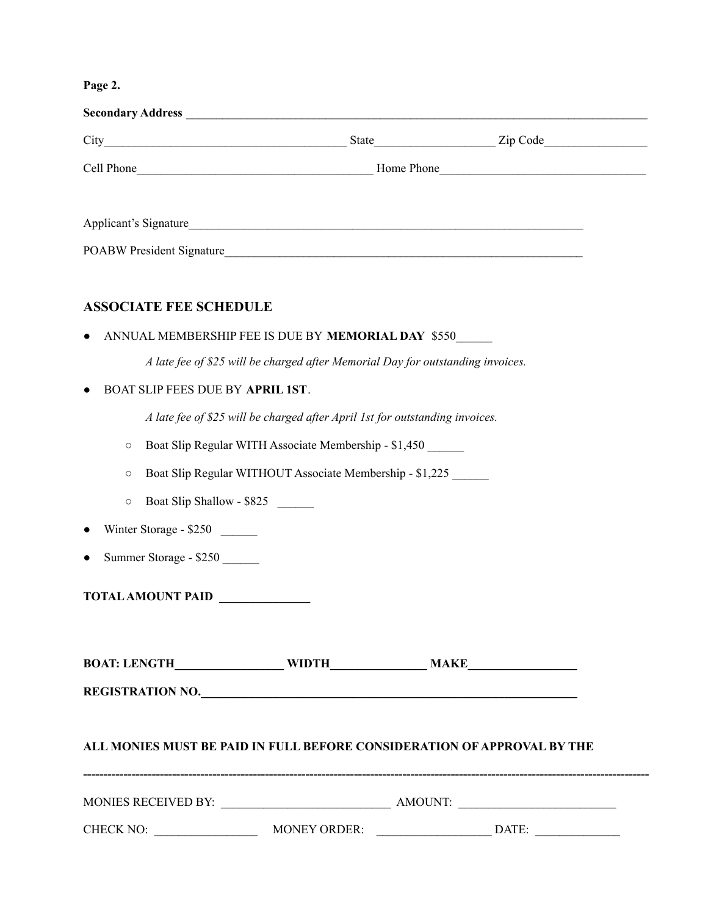**Page 2.**

**Secondary Address** ______________________________________________________________

City________________________________________ State____________________ Zip Code_________________

Cell Phone_______________________________________ Home Phone__________________________________

Applicant's Signature_________________________________________________________________

POABW President Signature____________________________________________________________

### ASSOCIATE FEE SCHEDULE

- ANNUAL MEMBERSHIP FEE IS DUE BY **MEMORIAL DAY** $550______

  *A late fee of $25 will be charged after Memorial Day for outstanding invoices.*

- BOAT SLIP FEES DUE BY **APRIL 1ST**.

  *A late fee of $25 will be charged after April 1st for outstanding invoices.*

  - Boat Slip Regular WITH Associate Membership - $1,450 ______
  - Boat Slip Regular WITHOUT Associate Membership - $1,225 ______
  - Boat Slip Shallow - $825 ______

- Winter Storage - $250 ______
- Summer Storage - $250 ______

**TOTAL AMOUNT PAID** _______________

**BOAT: LENGTH__________________ WIDTH________________ MAKE__________________**

**REGISTRATION NO.________________________________________________________________**

**ALL MONIES MUST BE PAID IN FULL BEFORE CONSIDERATION OF APPROVAL BY THE**

---

MONIES RECEIVED BY: ____________________________ AMOUNT: __________________________

CHECK NO: _________________ MONEY ORDER: ___________________ DATE: ______________